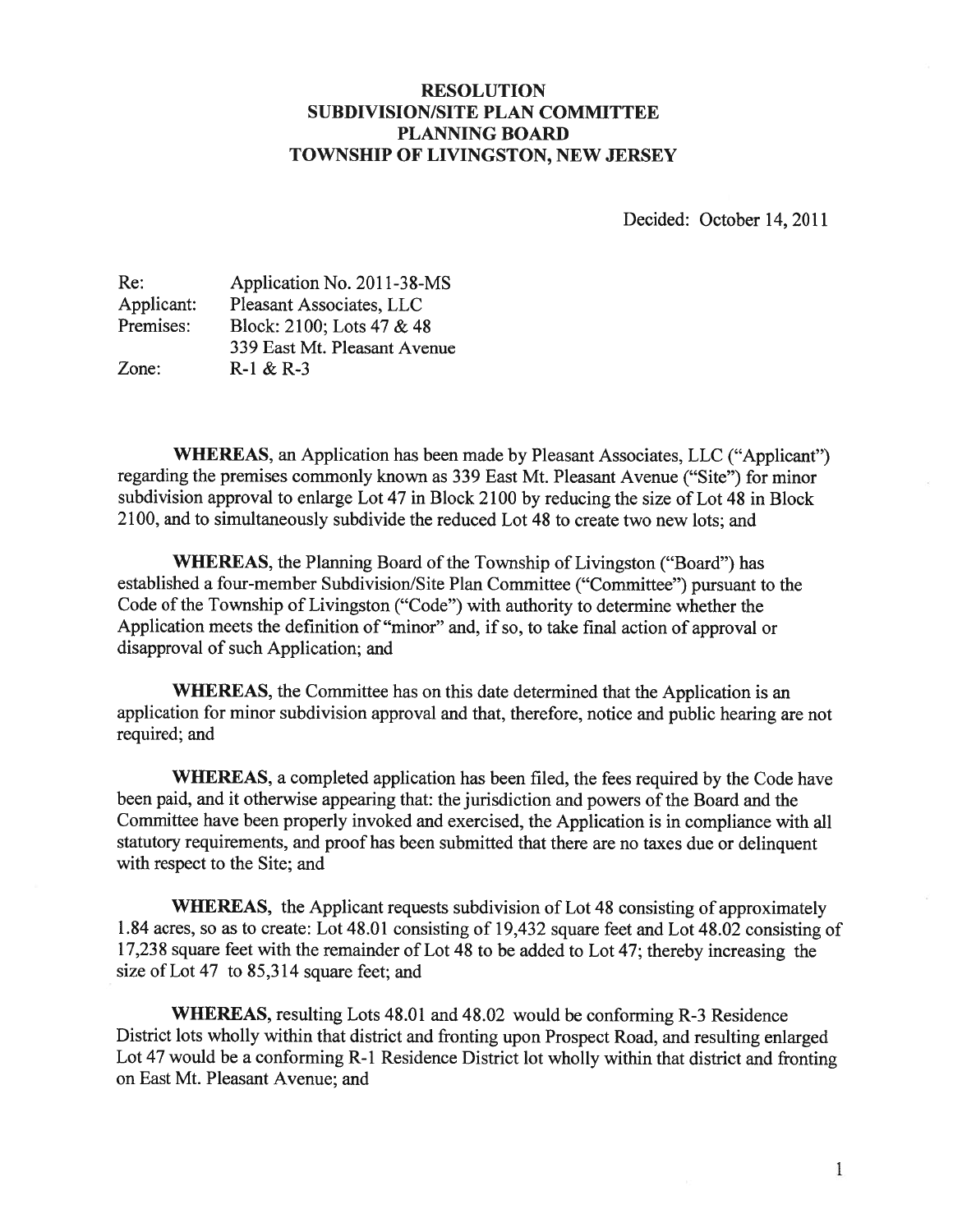# RESOLUTION
# SUBDIVISION/SITE PLAN COMMITTEE
# PLANNING BOARD
# TOWNSHIP OF LIVINGSTON, NEW JERSEY

Decided: October 14, 2011

| | |
|---|---|
| Re: | Application No. 2011-38-MS |
| Applicant: | Pleasant Associates, LLC |
| Premises: | Block: 2100; Lots 47 & 48<br>339 East Mt. Pleasant Avenue |
| Zone: | R-1 & R-3 |

**WHEREAS**, an Application has been made by Pleasant Associates, LLC ("Applicant") regarding the premises commonly known as 339 East Mt. Pleasant Avenue ("Site") for minor subdivision approval to enlarge Lot 47 in Block 2100 by reducing the size of Lot 48 in Block 2100, and to simultaneously subdivide the reduced Lot 48 to create two new lots; and

**WHEREAS**, the Planning Board of the Township of Livingston ("Board") has established a four-member Subdivision/Site Plan Committee ("Committee") pursuant to the Code of the Township of Livingston ("Code") with authority to determine whether the Application meets the definition of "minor" and, if so, to take final action of approval or disapproval of such Application; and

**WHEREAS**, the Committee has on this date determined that the Application is an application for minor subdivision approval and that, therefore, notice and public hearing are not required; and

**WHEREAS**, a completed application has been filed, the fees required by the Code have been paid, and it otherwise appearing that: the jurisdiction and powers of the Board and the Committee have been properly invoked and exercised, the Application is in compliance with all statutory requirements, and proof has been submitted that there are no taxes due or delinquent with respect to the Site; and

**WHEREAS**, the Applicant requests subdivision of Lot 48 consisting of approximately 1.84 acres, so as to create: Lot 48.01 consisting of 19,432 square feet and Lot 48.02 consisting of 17,238 square feet with the remainder of Lot 48 to be added to Lot 47; thereby increasing the size of Lot 47 to 85,314 square feet; and

**WHEREAS**, resulting Lots 48.01 and 48.02 would be conforming R-3 Residence District lots wholly within that district and fronting upon Prospect Road, and resulting enlarged Lot 47 would be a conforming R-1 Residence District lot wholly within that district and fronting on East Mt. Pleasant Avenue; and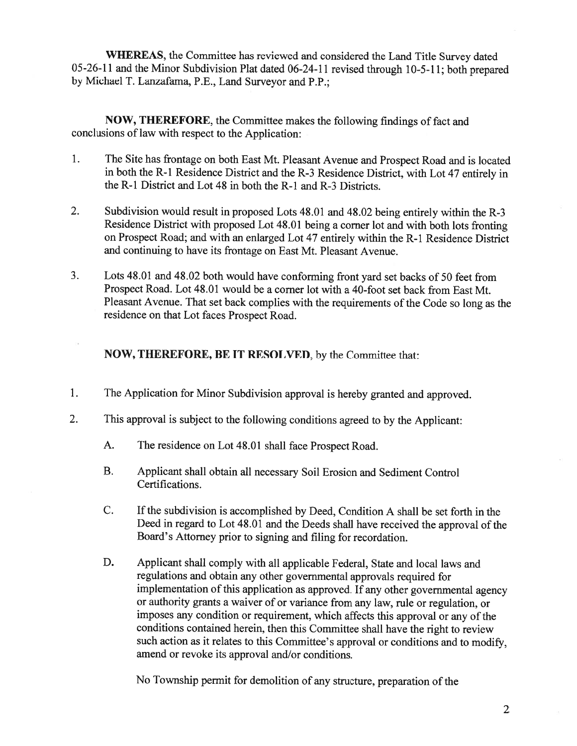**WHEREAS**, the Committee has reviewed and considered the Land Title Survey dated 05-26-11 and the Minor Subdivision Plat dated 06-24-11 revised through 10-5-11; both prepared by Michael T. Lanzafama, P.E., Land Surveyor and P.P.;

**NOW, THEREFORE**, the Committee makes the following findings of fact and conclusions of law with respect to the Application:

1. The Site has frontage on both East Mt. Pleasant Avenue and Prospect Road and is located in both the R-1 Residence District and the R-3 Residence District, with Lot 47 entirely in the R-1 District and Lot 48 in both the R-1 and R-3 Districts.

2. Subdivision would result in proposed Lots 48.01 and 48.02 being entirely within the R-3 Residence District with proposed Lot 48.01 being a corner lot and with both lots fronting on Prospect Road; and with an enlarged Lot 47 entirely within the R-1 Residence District and continuing to have its frontage on East Mt. Pleasant Avenue.

3. Lots 48.01 and 48.02 both would have conforming front yard set backs of 50 feet from Prospect Road. Lot 48.01 would be a corner lot with a 40-foot set back from East Mt. Pleasant Avenue. That set back complies with the requirements of the Code so long as the residence on that Lot faces Prospect Road.

**NOW, THEREFORE, BE IT RESOLVED**, by the Committee that:

1. The Application for Minor Subdivision approval is hereby granted and approved.

2. This approval is subject to the following conditions agreed to by the Applicant:

   A. The residence on Lot 48.01 shall face Prospect Road.

   B. Applicant shall obtain all necessary Soil Erosion and Sediment Control Certifications.

   C. If the subdivision is accomplished by Deed, Condition A shall be set forth in the Deed in regard to Lot 48.01 and the Deeds shall have received the approval of the Board's Attorney prior to signing and filing for recordation.

   D. Applicant shall comply with all applicable Federal, State and local laws and regulations and obtain any other governmental approvals required for implementation of this application as approved. If any other governmental agency or authority grants a waiver of or variance from any law, rule or regulation, or imposes any condition or requirement, which affects this approval or any of the conditions contained herein, then this Committee shall have the right to review such action as it relates to this Committee's approval or conditions and to modify, amend or revoke its approval and/or conditions.

   No Township permit for demolition of any structure, preparation of the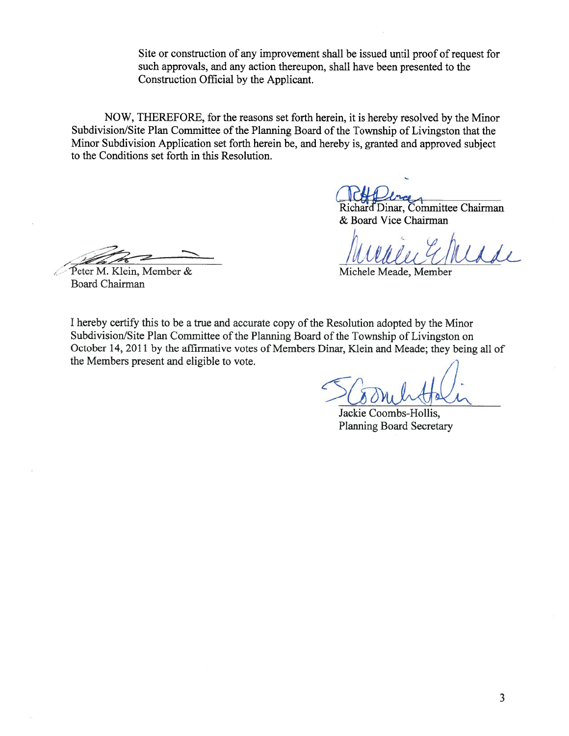Site or construction of any improvement shall be issued until proof of request for such approvals, and any action thereupon, shall have been presented to the Construction Official by the Applicant.

NOW, THEREFORE, for the reasons set forth herein, it is hereby resolved by the Minor Subdivision/Site Plan Committee of the Planning Board of the Township of Livingston that the Minor Subdivision Application set forth herein be, and hereby is, granted and approved subject to the Conditions set forth in this Resolution.

Richard Dinar, Committee Chairman
& Board Vice Chairman

Peter M. Klein, Member &
Board Chairman

Michele Meade, Member

I hereby certify this to be a true and accurate copy of the Resolution adopted by the Minor Subdivision/Site Plan Committee of the Planning Board of the Township of Livingston on October 14, 2011 by the affirmative votes of Members Dinar, Klein and Meade; they being all of the Members present and eligible to vote.

Jackie Coombs-Hollis,
Planning Board Secretary